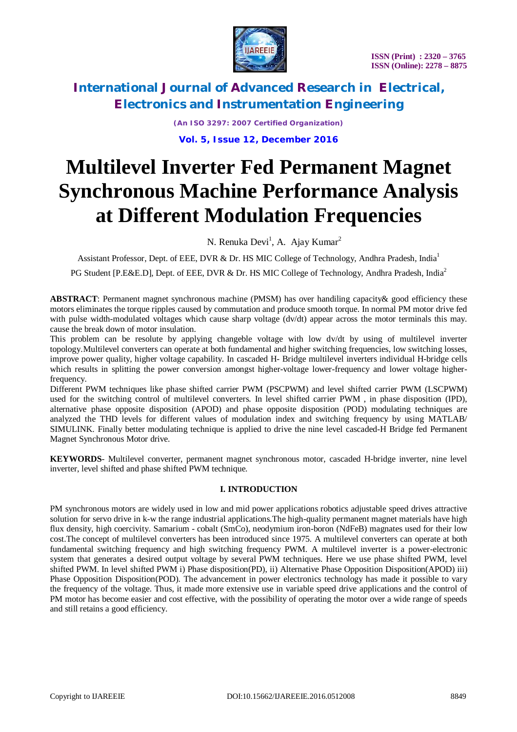# Multilevel Inverter Fed Permanent Magnet Synchronous Machine Performance Analysis at Different Modulation Frequencies

N. Renuka Devi[1], A. Ajay Kumar[2]

Assistant Professor, Dept. of EEE, DVR & Dr. HS MIC College of Technology, Andhra Pradesh, India[1]

PG Student [P.E&E.D], Dept. of EEE, DVR & Dr. HS MIC College of Technology, Andhra Pradesh, India[2]

**ABSTRACT**: Permanent magnet synchronous machine (PMSM) has over handiling capacity& good efficiency these motors eliminates the torque ripples caused by commutation and produce smooth torque. In normal PM motor drive fed with pulse width-modulated voltages which cause sharp voltage (dv/dt) appear across the motor terminals this may. cause the break down of motor insulation.

This problem can be resolute by applying changeble voltage with low dv/dt by using of multilevel inverter topology.Multilevel converters can operate at both fundamental and higher switching frequencies, low switching losses, improve power quality, higher voltage capability. In cascaded H- Bridge multilevel inverters individual H-bridge cells which results in splitting the power conversion amongst higher-voltage lower-frequency and lower voltage higher-frequency.

Different PWM techniques like phase shifted carrier PWM (PSCPWM) and level shifted carrier PWM (LSCPWM) used for the switching control of multilevel converters. In level shifted carrier PWM , in phase disposition (IPD), alternative phase opposite disposition (APOD) and phase opposite disposition (POD) modulating techniques are analyzed the THD levels for different values of modulation index and switching frequency by using MATLAB/ SIMULINK. Finally better modulating technique is applied to drive the nine level cascaded-H Bridge fed Permanent Magnet Synchronous Motor drive.

**KEYWORDS**- Multilevel converter, permanent magnet synchronous motor, cascaded H-bridge inverter, nine level inverter, level shifted and phase shifted PWM technique.

## I. INTRODUCTION

PM synchronous motors are widely used in low and mid power applications robotics adjustable speed drives attractive solution for servo drive in k-w the range industrial applications.The high-quality permanent magnet materials have high flux density, high coercivity. Samarium - cobalt (SmCo), neodymium iron-boron (NdFeB) magnates used for their low cost.The concept of multilevel converters has been introduced since 1975. A multilevel converters can operate at both fundamental switching frequency and high switching frequency PWM. A multilevel inverter is a power-electronic system that generates a desired output voltage by several PWM techniques. Here we use phase shifted PWM, level shifted PWM. In level shifted PWM i) Phase disposition(PD), ii) Alternative Phase Opposition Disposition(APOD) iii) Phase Opposition Disposition(POD). The advancement in power electronics technology has made it possible to vary the frequency of the voltage. Thus, it made more extensive use in variable speed drive applications and the control of PM motor has become easier and cost effective, with the possibility of operating the motor over a wide range of speeds and still retains a good efficiency.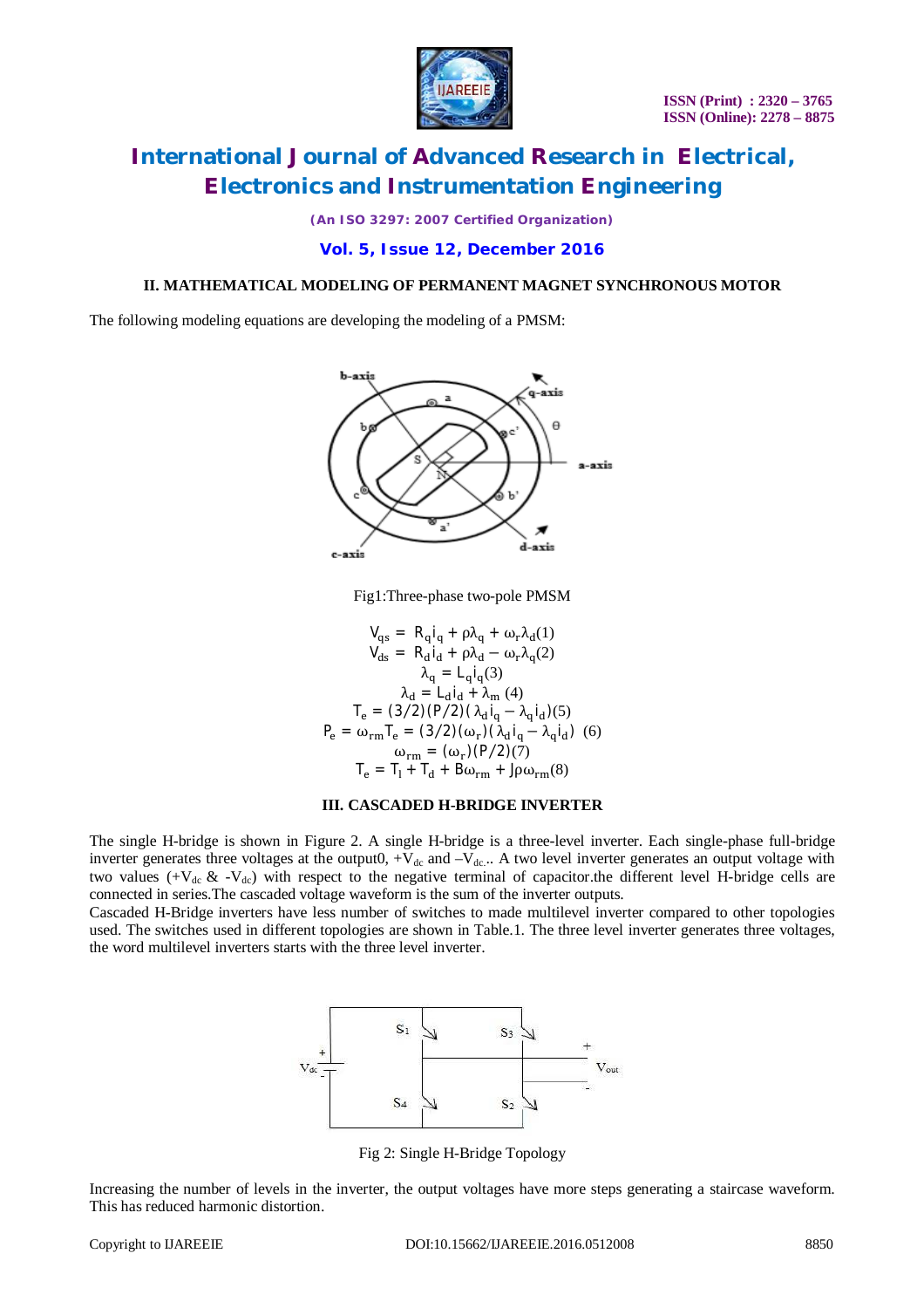## II. MATHEMATICAL MODELING OF PERMANENT MAGNET SYNCHRONOUS MOTOR

The following modeling equations are developing the modeling of a PMSM:

Fig1:Three-phase two-pole PMSM

$$V_{qs} = R_q i_q + \rho\lambda_q + \omega_r\lambda_d \quad (1)$$
$$V_{ds} = R_d i_d + \rho\lambda_d - \omega_r\lambda_q \quad (2)$$
$$\lambda_q = L_q i_q \quad (3)$$
$$\lambda_d = L_d i_d + \lambda_m \quad (4)$$
$$T_e = (3/2)(P/2)(\lambda_d i_q - \lambda_q i_d) \quad (5)$$
$$P_e = \omega_{rm} T_e = (3/2)(\omega_r)(\lambda_d i_q - \lambda_q i_d) \quad (6)$$
$$\omega_{rm} = (\omega_r)(P/2) \quad (7)$$
$$T_e = T_l + T_d + B\omega_{rm} + J\rho\omega_{rm} \quad (8)$$

## III. CASCADED H-BRIDGE INVERTER

The single H-bridge is shown in Figure 2. A single H-bridge is a three-level inverter. Each single-phase full-bridge inverter generates three voltages at the output0, $+V_{dc}$ and $-V_{dc}$.. A two level inverter generates an output voltage with two values ($+V_{dc}$ & $-V_{dc}$) with respect to the negative terminal of capacitor.the different level H-bridge cells are connected in series.The cascaded voltage waveform is the sum of the inverter outputs.

Cascaded H-Bridge inverters have less number of switches to made multilevel inverter compared to other topologies used. The switches used in different topologies are shown in Table.1. The three level inverter generates three voltages, the word multilevel inverters starts with the three level inverter.

Fig 2: Single H-Bridge Topology

Increasing the number of levels in the inverter, the output voltages have more steps generating a staircase waveform. This has reduced harmonic distortion.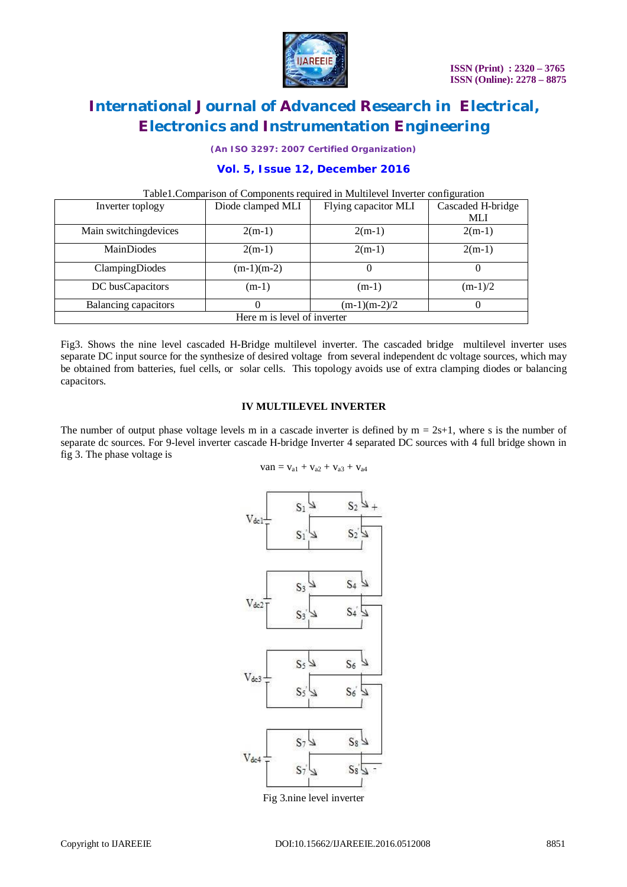Table1.Comparison of Components required in Multilevel Inverter configuration

| Inverter toplogy | Diode clamped MLI | Flying capacitor MLI | Cascaded H-bridge MLI |
|---|---|---|---|
| Main switchingdevices | 2(m-1) | 2(m-1) | 2(m-1) |
| MainDiodes | 2(m-1) | 2(m-1) | 2(m-1) |
| ClampingDiodes | (m-1)(m-2) | 0 | 0 |
| DC busCapacitors | (m-1) | (m-1) | (m-1)/2 |
| Balancing capacitors | 0 | (m-1)(m-2)/2 | 0 |
| Here m is level of inverter | | | |

Fig3. Shows the nine level cascaded H-Bridge multilevel inverter. The cascaded bridge multilevel inverter uses separate DC input source for the synthesize of desired voltage from several independent dc voltage sources, which may be obtained from batteries, fuel cells, or solar cells. This topology avoids use of extra clamping diodes or balancing capacitors.

## IV MULTILEVEL INVERTER

The number of output phase voltage levels m in a cascade inverter is defined by m = 2s+1, where s is the number of separate dc sources. For 9-level inverter cascade H-bridge Inverter 4 separated DC sources with 4 full bridge shown in fig 3. The phase voltage is

$$v_{an} = v_{a1} + v_{a2} + v_{a3} + v_{a4}$$

Fig 3.nine level inverter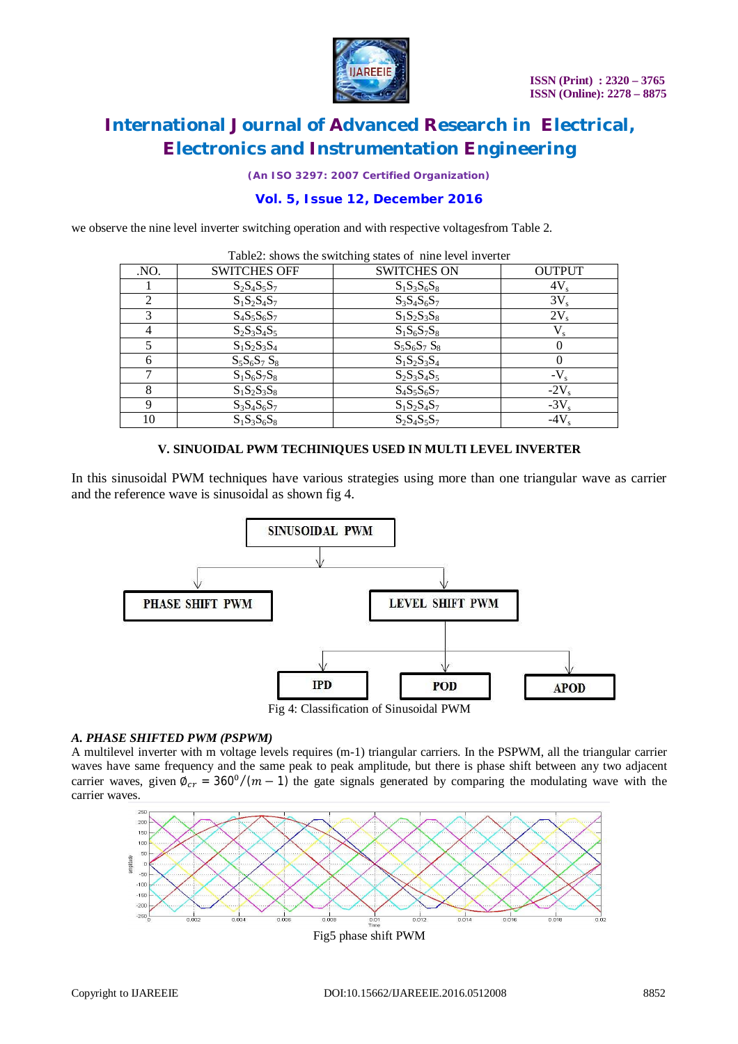we observe the nine level inverter switching operation and with respective voltagesfrom Table 2.

Table2: shows the switching states of nine level inverter

| .NO. | SWITCHES OFF | SWITCHES ON | OUTPUT |
|---|---|---|---|
| 1 | $S_2S_4S_5S_7$ | $S_1S_3S_6S_8$ | $4V_s$ |
| 2 | $S_1S_2S_4S_7$ | $S_3S_4S_6S_7$ | $3V_s$ |
| 3 | $S_4S_5S_6S_7$ | $S_1S_2S_3S_8$ | $2V_s$ |
| 4 | $S_2S_3S_4S_5$ | $S_1S_6S_7S_8$ | $V_s$ |
| 5 | $S_1S_2S_3S_4$ | $S_5S_6S_7$ $S_8$ | 0 |
| 6 | $S_5S_6S_7$ $S_8$ | $S_1S_2S_3S_4$ | 0 |
| 7 | $S_1S_6S_7S_8$ | $S_2S_3S_4S_5$ | $-V_s$ |
| 8 | $S_1S_2S_3S_8$ | $S_4S_5S_6S_7$ | $-2V_s$ |
| 9 | $S_3S_4S_6S_7$ | $S_1S_2S_4S_7$ | $-3V_s$ |
| 10 | $S_1S_3S_6S_8$ | $S_2S_4S_5S_7$ | $-4V_s$ |

## V. SINUOIDAL PWM TECHINIQUES USED IN MULTI LEVEL INVERTER

In this sinusoidal PWM techniques have various strategies using more than one triangular wave as carrier and the reference wave is sinusoidal as shown fig 4.

SINUSOIDAL PWM

PHASE SHIFT PWM

LEVEL SHIFT PWM

IPD

POD

APOD

Fig 4: Classification of Sinusoidal PWM

### *A. PHASE SHIFTED PWM (PSPWM)*

A multilevel inverter with m voltage levels requires (m-1) triangular carriers. In the PSPWM, all the triangular carrier waves have same frequency and the same peak to peak amplitude, but there is phase shift between any two adjacent carrier waves, given $\emptyset_{cr} = 360^0/(m-1)$ the gate signals generated by comparing the modulating wave with the carrier waves.

Fig5 phase shift PWM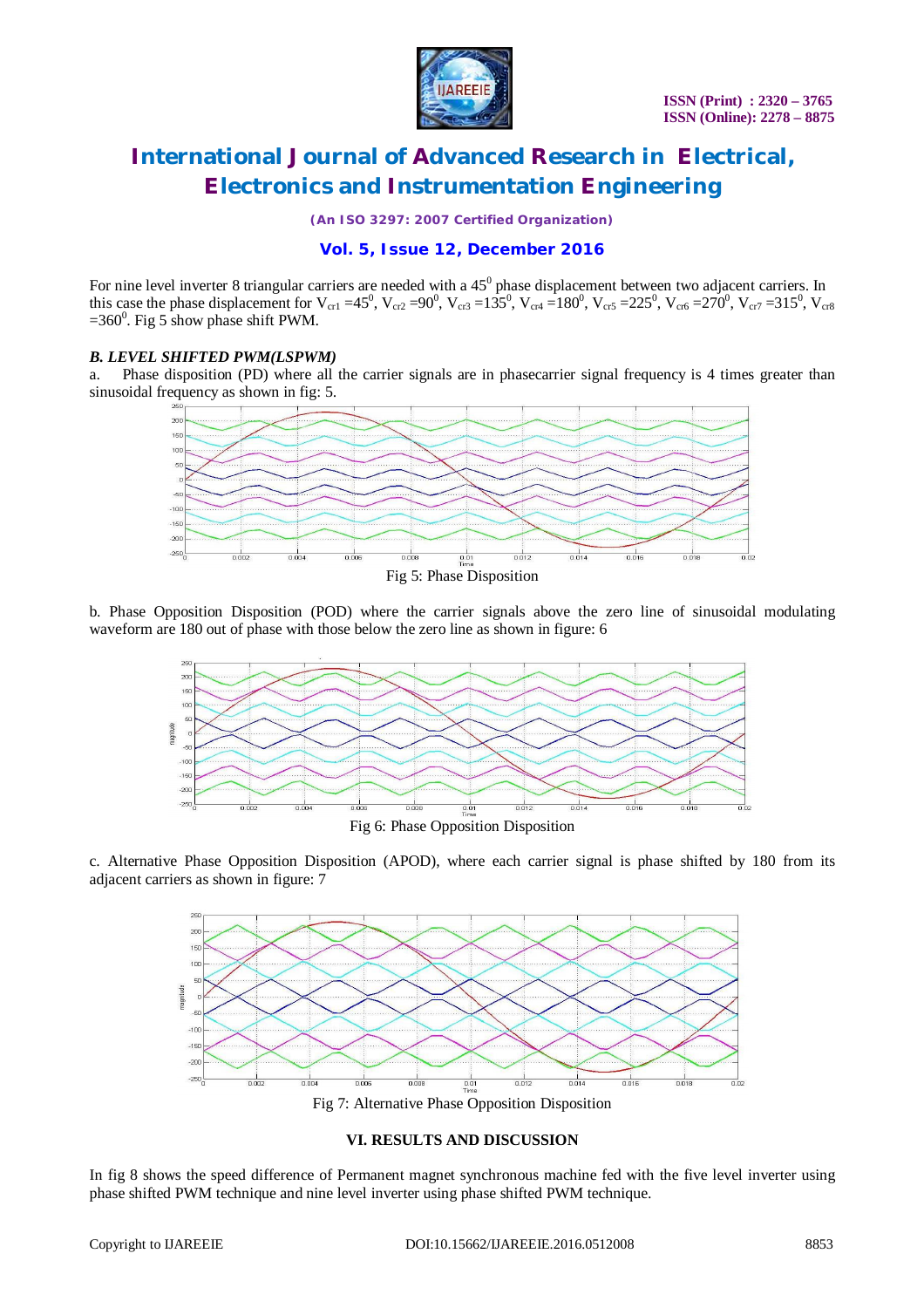For nine level inverter 8 triangular carriers are needed with a $45^0$ phase displacement between two adjacent carriers. In this case the phase displacement for $V_{cr1} = 45^0$, $V_{cr2} = 90^0$, $V_{cr3} = 135^0$, $V_{cr4} = 180^0$, $V_{cr5} = 225^0$, $V_{cr6} = 270^0$, $V_{cr7} = 315^0$, $V_{cr8} = 360^0$. Fig 5 show phase shift PWM.

### *B. LEVEL SHIFTED PWM(LSPWM)*

a. Phase disposition (PD) where all the carrier signals are in phasecarrier signal frequency is 4 times greater than sinusoidal frequency as shown in fig: 5.

Fig 5: Phase Disposition

b. Phase Opposition Disposition (POD) where the carrier signals above the zero line of sinusoidal modulating waveform are 180 out of phase with those below the zero line as shown in figure: 6

Fig 6: Phase Opposition Disposition

c. Alternative Phase Opposition Disposition (APOD), where each carrier signal is phase shifted by 180 from its adjacent carriers as shown in figure: 7

Fig 7: Alternative Phase Opposition Disposition

### VI. RESULTS AND DISCUSSION

In fig 8 shows the speed difference of Permanent magnet synchronous machine fed with the five level inverter using phase shifted PWM technique and nine level inverter using phase shifted PWM technique.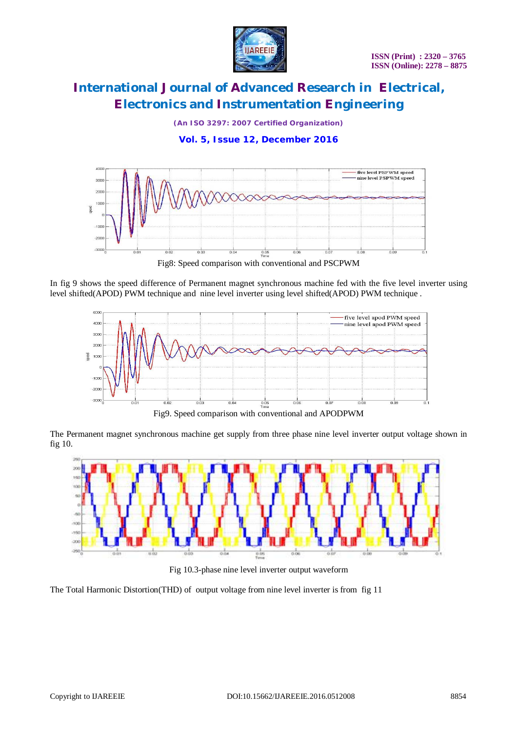Fig8: Speed comparison with conventional and PSCPWM

In fig 9 shows the speed difference of Permanent magnet synchronous machine fed with the five level inverter using level shifted(APOD) PWM technique and nine level inverter using level shifted(APOD) PWM technique .

Fig9. Speed comparison with conventional and APODPWM

The Permanent magnet synchronous machine get supply from three phase nine level inverter output voltage shown in fig 10.

Fig 10.3-phase nine level inverter output waveform

The Total Harmonic Distortion(THD) of output voltage from nine level inverter is from fig 11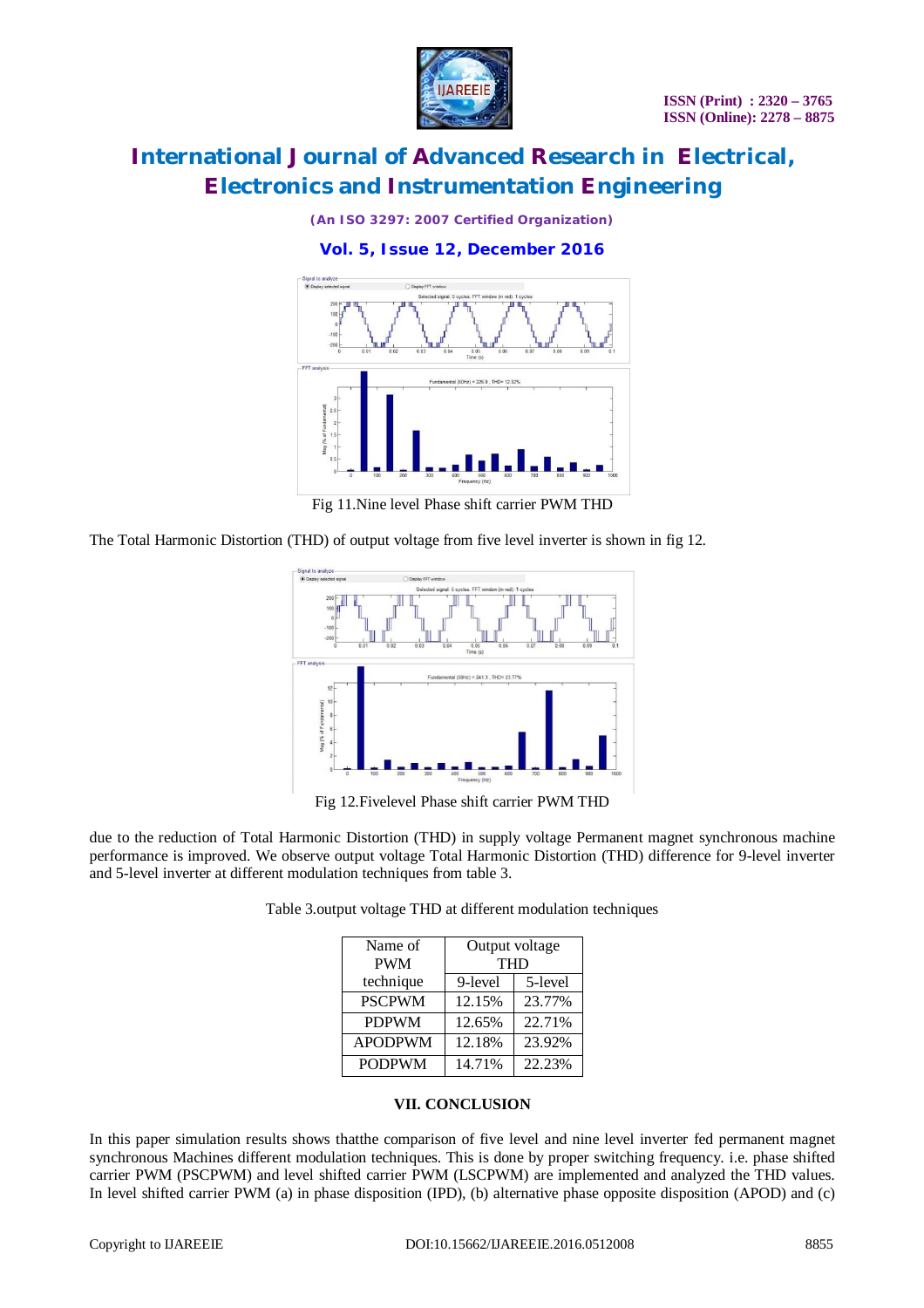Fig 11.Nine level Phase shift carrier PWM THD

The Total Harmonic Distortion (THD) of output voltage from five level inverter is shown in fig 12.

Fig 12.Fivelevel Phase shift carrier PWM THD

due to the reduction of Total Harmonic Distortion (THD) in supply voltage Permanent magnet synchronous machine performance is improved. We observe output voltage Total Harmonic Distortion (THD) difference for 9-level inverter and 5-level inverter at different modulation techniques from table 3.

Table 3.output voltage THD at different modulation techniques

| Name of PWM technique | Output voltage THD | |
|---|---|---|
| | 9-level | 5-level |
| PSCPWM | 12.15% | 23.77% |
| PDPWM | 12.65% | 22.71% |
| APODPWM | 12.18% | 23.92% |
| PODPWM | 14.71% | 22.23% |

## VII. CONCLUSION

In this paper simulation results shows thatthe comparison of five level and nine level inverter fed permanent magnet synchronous Machines different modulation techniques. This is done by proper switching frequency. i.e. phase shifted carrier PWM (PSCPWM) and level shifted carrier PWM (LSCPWM) are implemented and analyzed the THD values. In level shifted carrier PWM (a) in phase disposition (IPD), (b) alternative phase opposite disposition (APOD) and (c)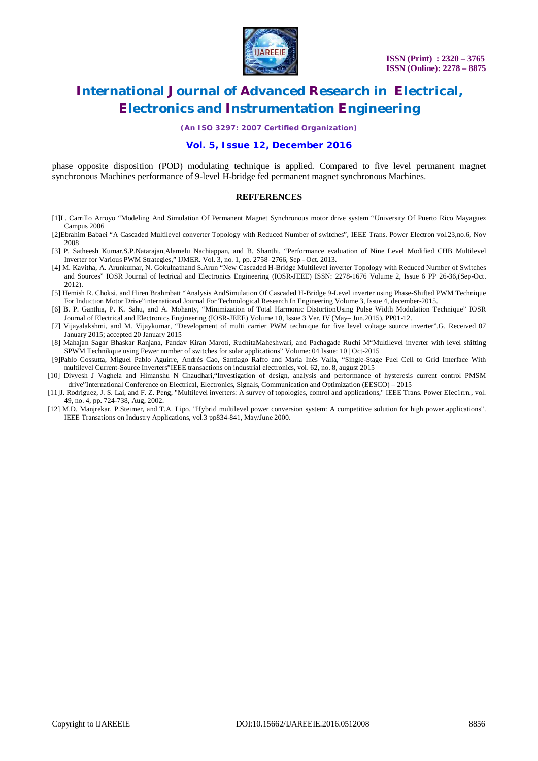phase opposite disposition (POD) modulating technique is applied. Compared to five level permanent magnet synchronous Machines performance of 9-level H-bridge fed permanent magnet synchronous Machines.

## REFFERENCES

[1]L. Carrillo Arroyo "Modeling And Simulation Of Permanent Magnet Synchronous motor drive system "University Of Puerto Rico Mayaguez Campus 2006

[2]Ebrahim Babaei "A Cascaded Multilevel converter Topology with Reduced Number of switches", IEEE Trans. Power Electron vol.23,no.6, Nov 2008

[3] P. Satheesh Kumar,S.P.Natarajan,Alamelu Nachiappan, and B. Shanthi, "Performance evaluation of Nine Level Modified CHB Multilevel Inverter for Various PWM Strategies," IJMER. Vol. 3, no. 1, pp. 2758–2766, Sep - Oct. 2013.

[4] M. Kavitha, A. Arunkumar, N. Gokulnathand S.Arun "New Cascaded H-Bridge Multilevel inverter Topology with Reduced Number of Switches and Sources" IOSR Journal of lectrical and Electronics Engineering (IOSR-JEEE) ISSN: 2278-1676 Volume 2, Issue 6 PP 26-36,(Sep-Oct. 2012).

[5] Hemish R. Choksi, and Hiren Brahmbatt "Analysis AndSimulation Of Cascaded H-Bridge 9-Level inverter using Phase-Shifted PWM Technique For Induction Motor Drive"international Journal For Technological Research In Engineering Volume 3, Issue 4, december-2015.

[6] B. P. Ganthia, P. K. Sahu, and A. Mohanty, "Minimization of Total Harmonic DistortionUsing Pulse Width Modulation Technique" IOSR Journal of Electrical and Electronics Engineering (IOSR-JEEE) Volume 10, Issue 3 Ver. IV (May– Jun.2015), PP01-12.

[7] Vijayalakshmi, and M. Vijaykumar, "Development of multi carrier PWM technique for five level voltage source inverter",G. Received 07 January 2015; accepted 20 January 2015

[8] Mahajan Sagar Bhaskar Ranjana, Pandav Kiran Maroti, RuchitaMaheshwari, and Pachagade Ruchi M"Multilevel inverter with level shifting SPWM Technikque using Fewer number of switches for solar applications" Volume: 04 Issue: 10 | Oct-2015

[9]Pablo Cossutta, Miguel Pablo Aguirre, Andrés Cao, Santiago Raffo and María Inés Valla, "Single-Stage Fuel Cell to Grid Interface With multilevel Current-Source Inverters"IEEE transactions on industrial electronics, vol. 62, no. 8, august 2015

[10] Divyesh J Vaghela and Himanshu N Chaudhari,"Investigation of design, analysis and performance of hysteresis current control PMSM drive"International Conference on Electrical, Electronics, Signals, Communication and Optimization (EESCO) – 2015

[11]J. Rodriguez, J. S. Lai, and F. Z. Peng, "Multilevel inverters: A survey of topologies, control and applications," IEEE Trans. Power EIec1rrn., vol. 49, no. 4, pp. 724-738, Aug, 2002.

[12] M.D. Manjrekar, P.Steimer, and T.A. Lipo. "Hybrid multilevel power conversion system: A competitive solution for high power applications". IEEE Transations on Industry Applications, vol.3 pp834-841, May/June 2000.